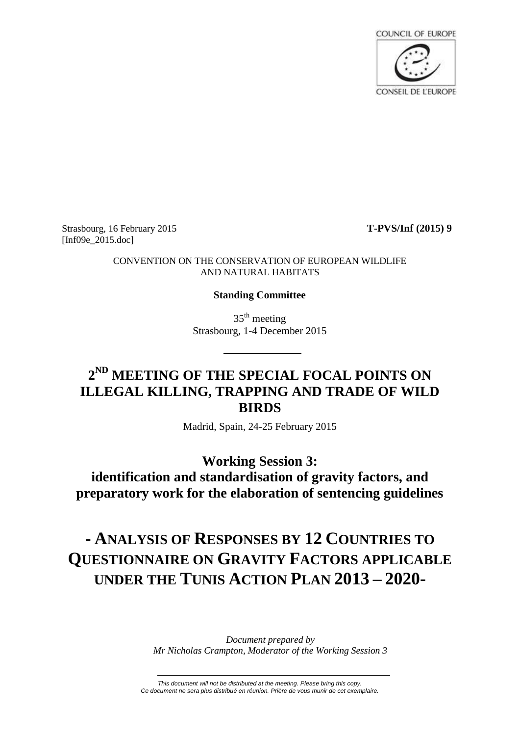COUNCIL OF EUROPE

CONSEIL DE L'EUROPE

Strasbourg, 16 February 2015 **T-PVS/Inf (2015) 9**
[Inf09e_2015.doc]

CONVENTION ON THE CONSERVATION OF EUROPEAN WILDLIFE AND NATURAL HABITATS

**Standing Committee**

35th meeting
Strasbourg, 1-4 December 2015

# 2ND MEETING OF THE SPECIAL FOCAL POINTS ON ILLEGAL KILLING, TRAPPING AND TRADE OF WILD BIRDS

Madrid, Spain, 24-25 February 2015

## Working Session 3: identification and standardisation of gravity factors, and preparatory work for the elaboration of sentencing guidelines

# - ANALYSIS OF RESPONSES BY 12 COUNTRIES TO QUESTIONNAIRE ON GRAVITY FACTORS APPLICABLE UNDER THE TUNIS ACTION PLAN 2013 – 2020-

*Document prepared by*
*Mr Nicholas Crampton, Moderator of the Working Session 3*

*This document will not be distributed at the meeting. Please bring this copy.*
*Ce document ne sera plus distribué en réunion. Prière de vous munir de cet exemplaire.*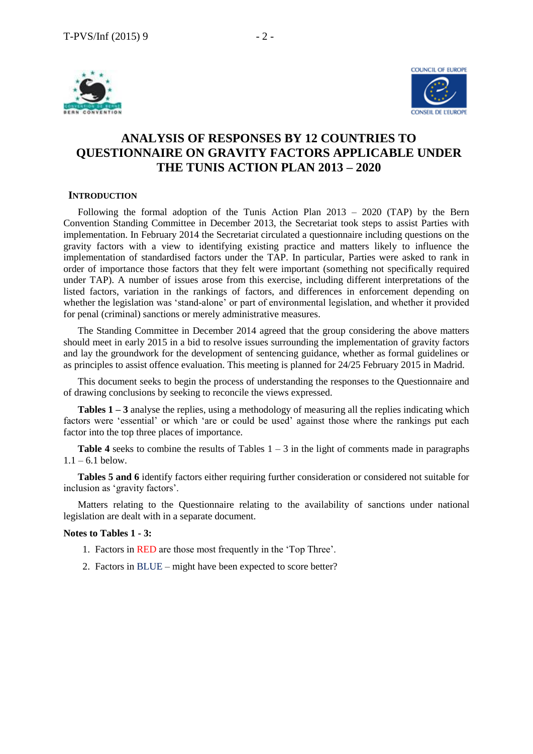# ANALYSIS OF RESPONSES BY 12 COUNTRIES TO QUESTIONNAIRE ON GRAVITY FACTORS APPLICABLE UNDER THE TUNIS ACTION PLAN 2013 – 2020

## INTRODUCTION

Following the formal adoption of the Tunis Action Plan 2013 – 2020 (TAP) by the Bern Convention Standing Committee in December 2013, the Secretariat took steps to assist Parties with implementation. In February 2014 the Secretariat circulated a questionnaire including questions on the gravity factors with a view to identifying existing practice and matters likely to influence the implementation of standardised factors under the TAP. In particular, Parties were asked to rank in order of importance those factors that they felt were important (something not specifically required under TAP). A number of issues arose from this exercise, including different interpretations of the listed factors, variation in the rankings of factors, and differences in enforcement depending on whether the legislation was 'stand-alone' or part of environmental legislation, and whether it provided for penal (criminal) sanctions or merely administrative measures.

The Standing Committee in December 2014 agreed that the group considering the above matters should meet in early 2015 in a bid to resolve issues surrounding the implementation of gravity factors and lay the groundwork for the development of sentencing guidance, whether as formal guidelines or as principles to assist offence evaluation. This meeting is planned for 24/25 February 2015 in Madrid.

This document seeks to begin the process of understanding the responses to the Questionnaire and of drawing conclusions by seeking to reconcile the views expressed.

**Tables 1 – 3** analyse the replies, using a methodology of measuring all the replies indicating which factors were 'essential' or which 'are or could be used' against those where the rankings put each factor into the top three places of importance.

**Table 4** seeks to combine the results of Tables 1 – 3 in the light of comments made in paragraphs 1.1 – 6.1 below.

**Tables 5 and 6** identify factors either requiring further consideration or considered not suitable for inclusion as 'gravity factors'.

Matters relating to the Questionnaire relating to the availability of sanctions under national legislation are dealt with in a separate document.

**Notes to Tables 1 - 3:**

1. Factors in RED are those most frequently in the 'Top Three'.
2. Factors in BLUE – might have been expected to score better?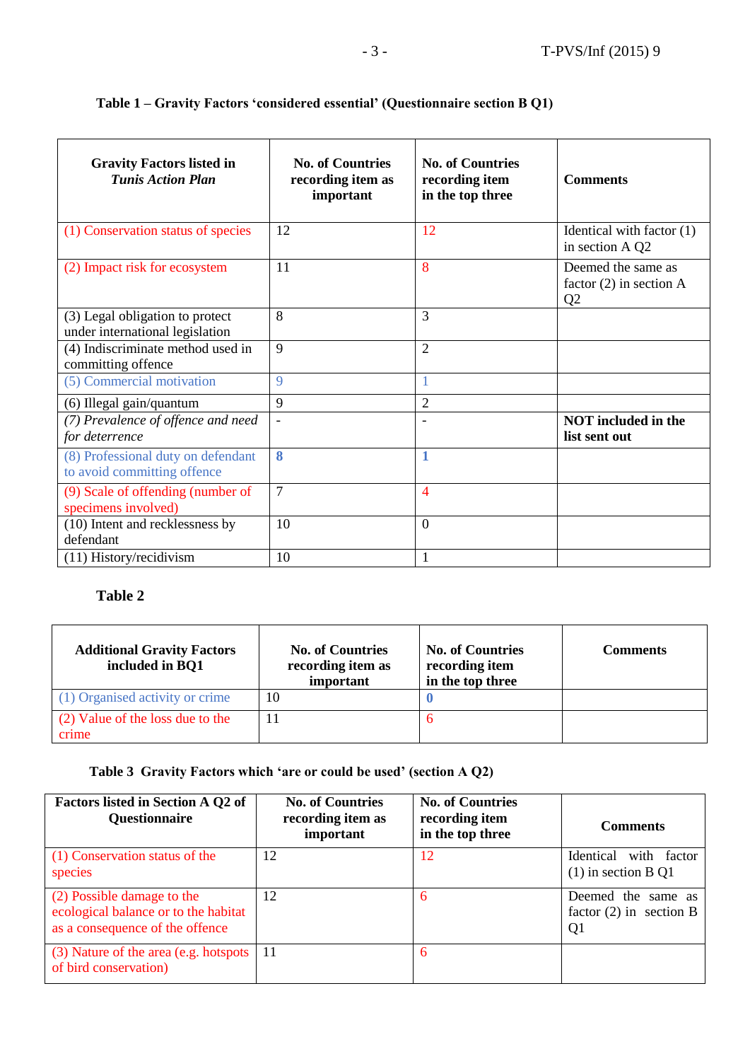**Table 1 – Gravity Factors 'considered essential' (Questionnaire section B Q1)**

| Gravity Factors listed in *Tunis Action Plan* | No. of Countries recording item as important | No. of Countries recording item in the top three | Comments |
|---|---|---|---|
| (1) Conservation status of species | 12 | 12 | Identical with factor (1) in section A Q2 |
| (2) Impact risk for ecosystem | 11 | 8 | Deemed the same as factor (2) in section A Q2 |
| (3) Legal obligation to protect under international legislation | 8 | 3 | |
| (4) Indiscriminate method used in committing offence | 9 | 2 | |
| (5) Commercial motivation | 9 | 1 | |
| (6) Illegal gain/quantum | 9 | 2 | |
| *(7) Prevalence of offence and need for deterrence* | - | - | **NOT included in the list sent out** |
| (8) Professional duty on defendant to avoid committing offence | **8** | **1** | |
| (9) Scale of offending (number of specimens involved) | 7 | 4 | |
| (10) Intent and recklessness by defendant | 10 | 0 | |
| (11) History/recidivism | 10 | 1 | |

**Table 2**

| Additional Gravity Factors included in BQ1 | No. of Countries recording item as important | No. of Countries recording item in the top three | Comments |
|---|---|---|---|
| (1) Organised activity or crime | 10 | **0** | |
| (2) Value of the loss due to the crime | 11 | 6 | |

**Table 3 Gravity Factors which 'are or could be used' (section A Q2)**

| Factors listed in Section A Q2 of Questionnaire | No. of Countries recording item as important | No. of Countries recording item in the top three | Comments |
|---|---|---|---|
| (1) Conservation status of the species | 12 | 12 | Identical with factor (1) in section B Q1 |
| (2) Possible damage to the ecological balance or to the habitat as a consequence of the offence | 12 | 6 | Deemed the same as factor (2) in section B Q1 |
| (3) Nature of the area (e.g. hotspots of bird conservation) | 11 | 6 | |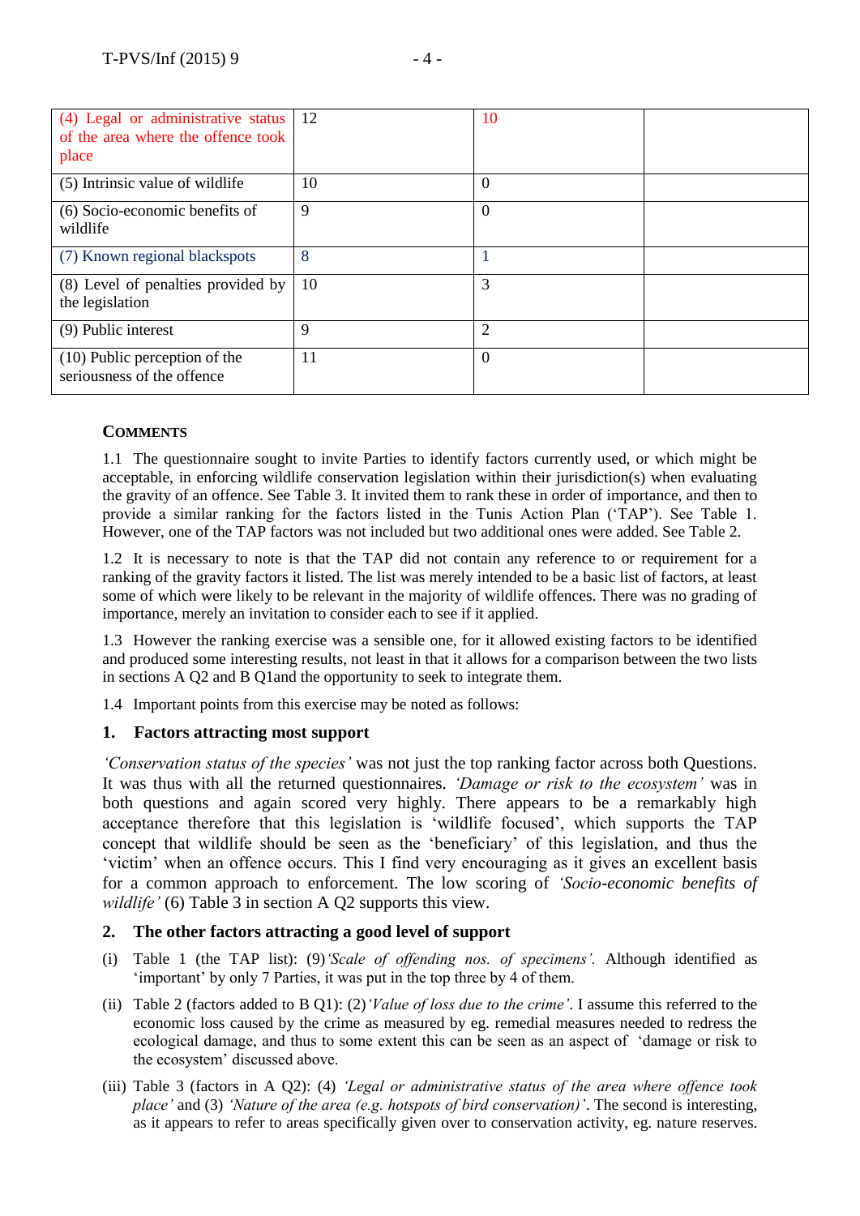| | | | |
|---|---|---|---|
| (4) Legal or administrative status of the area where the offence took place | 12 | 10 | |
| (5) Intrinsic value of wildlife | 10 | 0 | |
| (6) Socio-economic benefits of wildlife | 9 | 0 | |
| (7) Known regional blackspots | 8 | 1 | |
| (8) Level of penalties provided by the legislation | 10 | 3 | |
| (9) Public interest | 9 | 2 | |
| (10) Public perception of the seriousness of the offence | 11 | 0 | |

**COMMENTS**

1.1 The questionnaire sought to invite Parties to identify factors currently used, or which might be acceptable, in enforcing wildlife conservation legislation within their jurisdiction(s) when evaluating the gravity of an offence. See Table 3. It invited them to rank these in order of importance, and then to provide a similar ranking for the factors listed in the Tunis Action Plan ('TAP'). See Table 1. However, one of the TAP factors was not included but two additional ones were added. See Table 2.

1.2 It is necessary to note is that the TAP did not contain any reference to or requirement for a ranking of the gravity factors it listed. The list was merely intended to be a basic list of factors, at least some of which were likely to be relevant in the majority of wildlife offences. There was no grading of importance, merely an invitation to consider each to see if it applied.

1.3 However the ranking exercise was a sensible one, for it allowed existing factors to be identified and produced some interesting results, not least in that it allows for a comparison between the two lists in sections A Q2 and B Q1and the opportunity to seek to integrate them.

1.4 Important points from this exercise may be noted as follows:

### 1. Factors attracting most support

*'Conservation status of the species'* was not just the top ranking factor across both Questions. It was thus with all the returned questionnaires. *'Damage or risk to the ecosystem'* was in both questions and again scored very highly. There appears to be a remarkably high acceptance therefore that this legislation is 'wildlife focused', which supports the TAP concept that wildlife should be seen as the 'beneficiary' of this legislation, and thus the 'victim' when an offence occurs. This I find very encouraging as it gives an excellent basis for a common approach to enforcement. The low scoring of *'Socio-economic benefits of wildlife'* (6) Table 3 in section A Q2 supports this view.

### 2. The other factors attracting a good level of support

(i) Table 1 (the TAP list): (9)*'Scale of offending nos. of specimens'.* Although identified as 'important' by only 7 Parties, it was put in the top three by 4 of them.

(ii) Table 2 (factors added to B Q1): (2)*'Value of loss due to the crime'*. I assume this referred to the economic loss caused by the crime as measured by eg. remedial measures needed to redress the ecological damage, and thus to some extent this can be seen as an aspect of 'damage or risk to the ecosystem' discussed above.

(iii) Table 3 (factors in A Q2): (4) *'Legal or administrative status of the area where offence took place'* and (3) *'Nature of the area (e.g. hotspots of bird conservation)'*. The second is interesting, as it appears to refer to areas specifically given over to conservation activity, eg. nature reserves.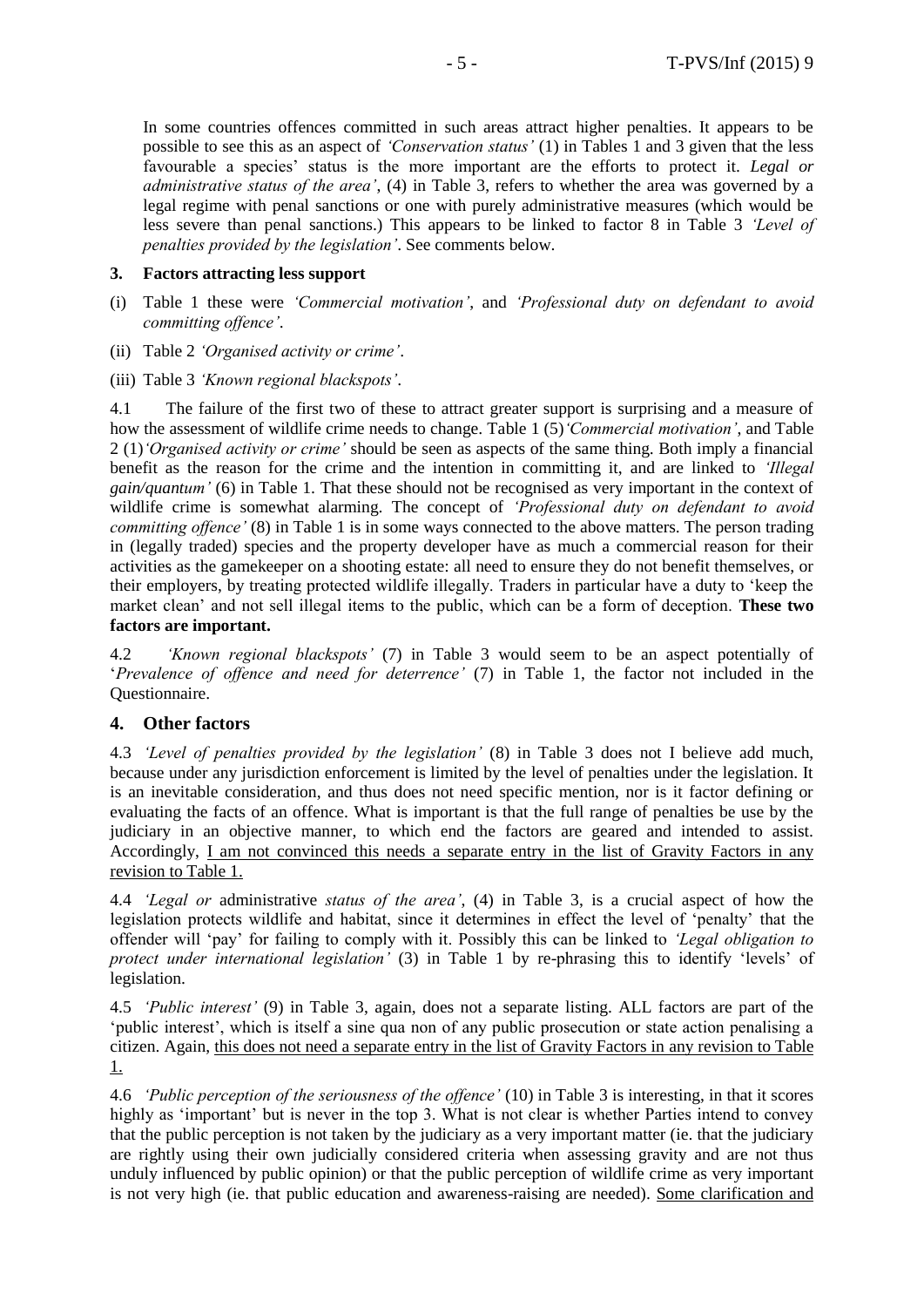In some countries offences committed in such areas attract higher penalties. It appears to be possible to see this as an aspect of *'Conservation status'* (1) in Tables 1 and 3 given that the less favourable a species' status is the more important are the efforts to protect it. *Legal or administrative status of the area'*, (4) in Table 3, refers to whether the area was governed by a legal regime with penal sanctions or one with purely administrative measures (which would be less severe than penal sanctions.) This appears to be linked to factor 8 in Table 3 *'Level of penalties provided by the legislation'*. See comments below.

### 3. Factors attracting less support

(i) Table 1 these were *'Commercial motivation'*, and *'Professional duty on defendant to avoid committing offence'*.

(ii) Table 2 *'Organised activity or crime'*.

(iii) Table 3 *'Known regional blackspots'*.

4.1 The failure of the first two of these to attract greater support is surprising and a measure of how the assessment of wildlife crime needs to change. Table 1 (5)*'Commercial motivation'*, and Table 2 (1)*'Organised activity or crime'* should be seen as aspects of the same thing. Both imply a financial benefit as the reason for the crime and the intention in committing it, and are linked to *'Illegal gain/quantum'* (6) in Table 1. That these should not be recognised as very important in the context of wildlife crime is somewhat alarming. The concept of *'Professional duty on defendant to avoid committing offence'* (8) in Table 1 is in some ways connected to the above matters. The person trading in (legally traded) species and the property developer have as much a commercial reason for their activities as the gamekeeper on a shooting estate: all need to ensure they do not benefit themselves, or their employers, by treating protected wildlife illegally. Traders in particular have a duty to 'keep the market clean' and not sell illegal items to the public, which can be a form of deception. **These two factors are important.**

4.2 *'Known regional blackspots'* (7) in Table 3 would seem to be an aspect potentially of '*Prevalence of offence and need for deterrence'* (7) in Table 1, the factor not included in the Questionnaire.

### 4. Other factors

4.3 *'Level of penalties provided by the legislation'* (8) in Table 3 does not I believe add much, because under any jurisdiction enforcement is limited by the level of penalties under the legislation. It is an inevitable consideration, and thus does not need specific mention, nor is it factor defining or evaluating the facts of an offence. What is important is that the full range of penalties be use by the judiciary in an objective manner, to which end the factors are geared and intended to assist. Accordingly, I am not convinced this needs a separate entry in the list of Gravity Factors in any revision to Table 1.

4.4 *'Legal or* administrative *status of the area'*, (4) in Table 3, is a crucial aspect of how the legislation protects wildlife and habitat, since it determines in effect the level of 'penalty' that the offender will 'pay' for failing to comply with it. Possibly this can be linked to *'Legal obligation to protect under international legislation'* (3) in Table 1 by re-phrasing this to identify 'levels' of legislation.

4.5 *'Public interest'* (9) in Table 3, again, does not a separate listing. ALL factors are part of the 'public interest', which is itself a sine qua non of any public prosecution or state action penalising a citizen. Again, this does not need a separate entry in the list of Gravity Factors in any revision to Table 1.

4.6 *'Public perception of the seriousness of the offence'* (10) in Table 3 is interesting, in that it scores highly as 'important' but is never in the top 3. What is not clear is whether Parties intend to convey that the public perception is not taken by the judiciary as a very important matter (ie. that the judiciary are rightly using their own judicially considered criteria when assessing gravity and are not thus unduly influenced by public opinion) or that the public perception of wildlife crime as very important is not very high (ie. that public education and awareness-raising are needed). Some clarification and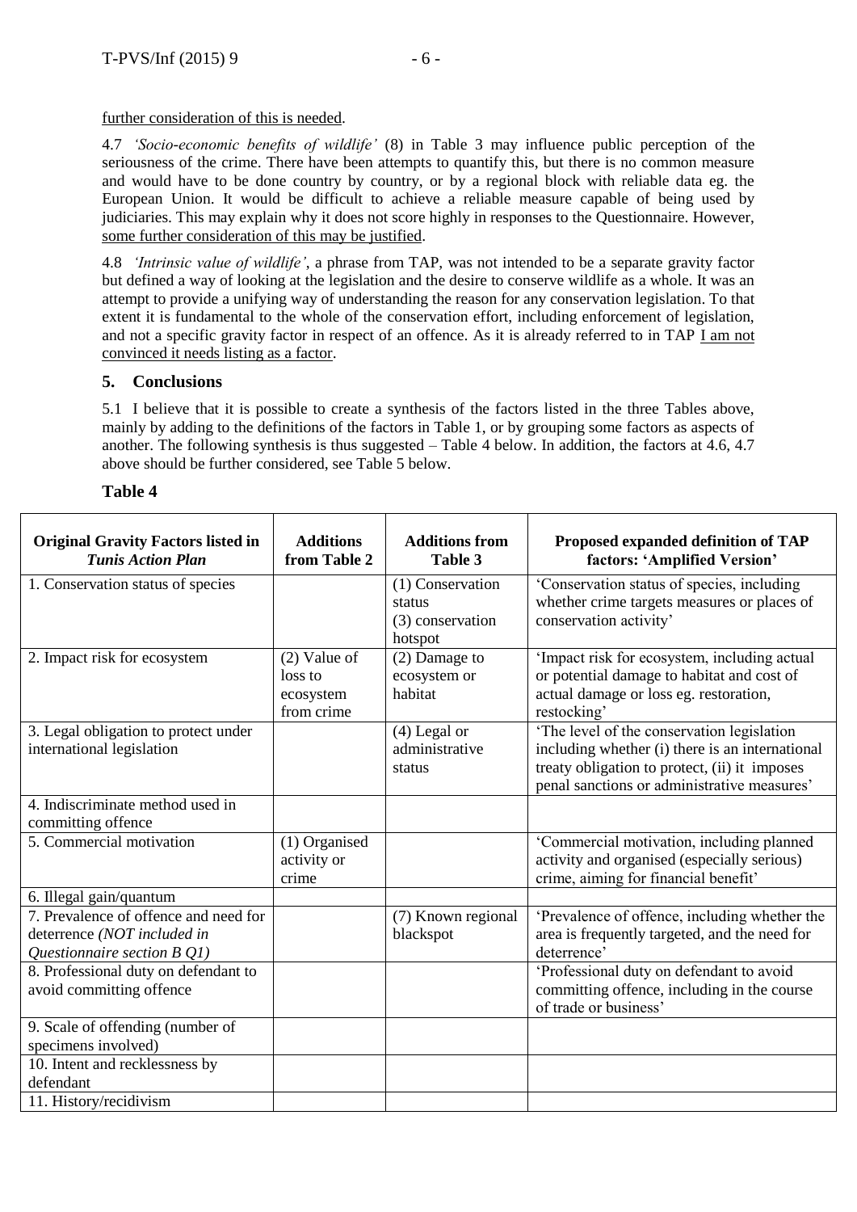further consideration of this is needed.

4.7 *'Socio-economic benefits of wildlife'* (8) in Table 3 may influence public perception of the seriousness of the crime. There have been attempts to quantify this, but there is no common measure and would have to be done country by country, or by a regional block with reliable data eg. the European Union. It would be difficult to achieve a reliable measure capable of being used by judiciaries. This may explain why it does not score highly in responses to the Questionnaire. However, some further consideration of this may be justified.

4.8 *'Intrinsic value of wildlife'*, a phrase from TAP, was not intended to be a separate gravity factor but defined a way of looking at the legislation and the desire to conserve wildlife as a whole. It was an attempt to provide a unifying way of understanding the reason for any conservation legislation. To that extent it is fundamental to the whole of the conservation effort, including enforcement of legislation, and not a specific gravity factor in respect of an offence. As it is already referred to in TAP I am not convinced it needs listing as a factor.

## 5. Conclusions

5.1 I believe that it is possible to create a synthesis of the factors listed in the three Tables above, mainly by adding to the definitions of the factors in Table 1, or by grouping some factors as aspects of another. The following synthesis is thus suggested – Table 4 below. In addition, the factors at 4.6, 4.7 above should be further considered, see Table 5 below.

### Table 4

| **Original Gravity Factors listed in *Tunis Action Plan*** | **Additions from Table 2** | **Additions from Table 3** | **Proposed expanded definition of TAP factors: 'Amplified Version'** |
|---|---|---|---|
| 1. Conservation status of species | | (1) Conservation status (3) conservation hotspot | 'Conservation status of species, including whether crime targets measures or places of conservation activity' |
| 2. Impact risk for ecosystem | (2) Value of loss to ecosystem from crime | (2) Damage to ecosystem or habitat | 'Impact risk for ecosystem, including actual or potential damage to habitat and cost of actual damage or loss eg. restoration, restocking' |
| 3. Legal obligation to protect under international legislation | | (4) Legal or administrative status | 'The level of the conservation legislation including whether (i) there is an international treaty obligation to protect, (ii) it imposes penal sanctions or administrative measures' |
| 4. Indiscriminate method used in committing offence | | | |
| 5. Commercial motivation | (1) Organised activity or crime | | 'Commercial motivation, including planned activity and organised (especially serious) crime, aiming for financial benefit' |
| 6. Illegal gain/quantum | | | |
| 7. Prevalence of offence and need for deterrence *(NOT included in Questionnaire section B Q1)* | | (7) Known regional blackspot | 'Prevalence of offence, including whether the area is frequently targeted, and the need for deterrence' |
| 8. Professional duty on defendant to avoid committing offence | | | 'Professional duty on defendant to avoid committing offence, including in the course of trade or business' |
| 9. Scale of offending (number of specimens involved) | | | |
| 10. Intent and recklessness by defendant | | | |
| 11. History/recidivism | | | |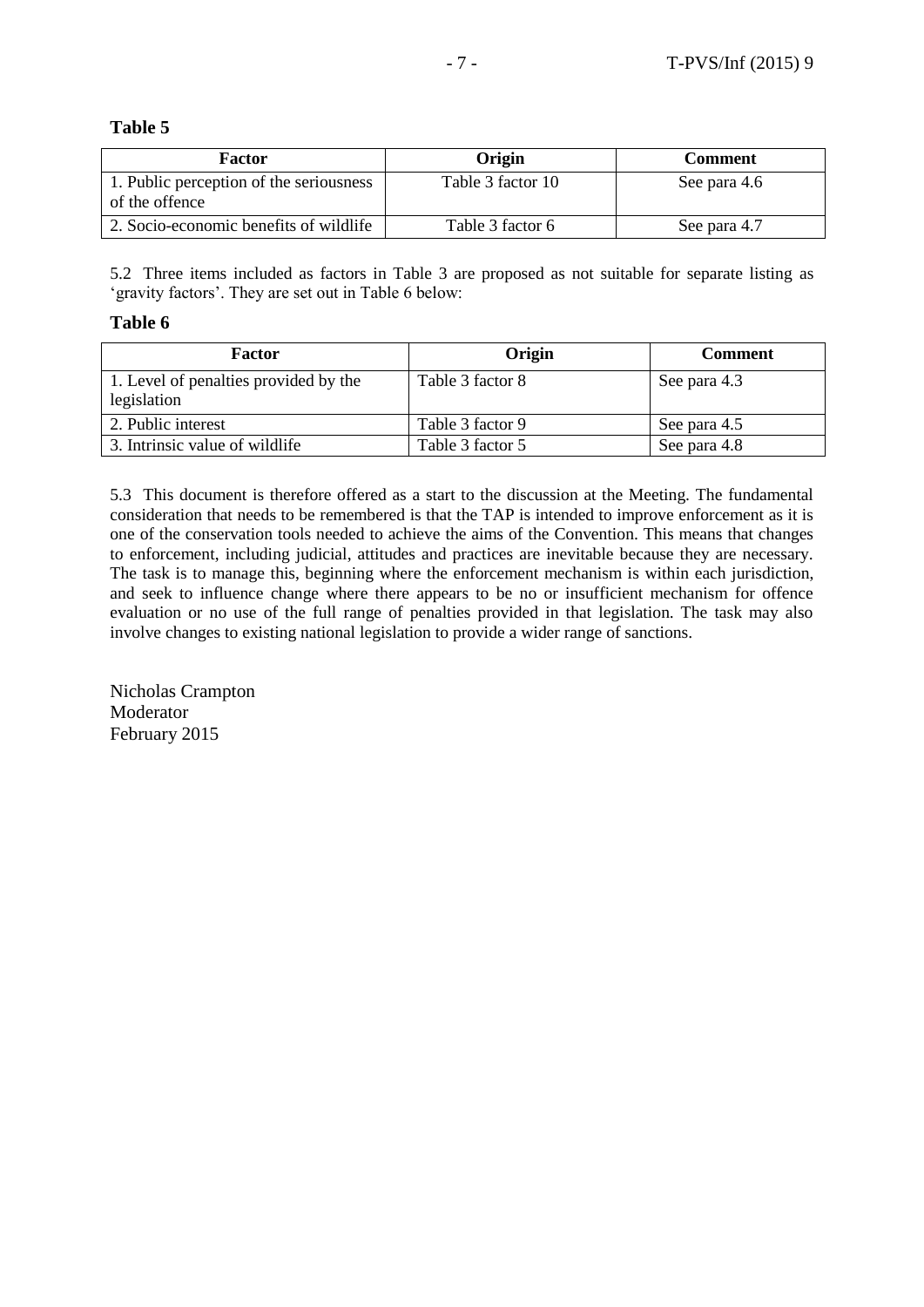**Table 5**

| Factor | Origin | Comment |
|---|---|---|
| 1. Public perception of the seriousness of the offence | Table 3 factor 10 | See para 4.6 |
| 2. Socio-economic benefits of wildlife | Table 3 factor 6 | See para 4.7 |

5.2 Three items included as factors in Table 3 are proposed as not suitable for separate listing as 'gravity factors'. They are set out in Table 6 below:

**Table 6**

| Factor | Origin | Comment |
|---|---|---|
| 1. Level of penalties provided by the legislation | Table 3 factor 8 | See para 4.3 |
| 2. Public interest | Table 3 factor 9 | See para 4.5 |
| 3. Intrinsic value of wildlife | Table 3 factor 5 | See para 4.8 |

5.3 This document is therefore offered as a start to the discussion at the Meeting. The fundamental consideration that needs to be remembered is that the TAP is intended to improve enforcement as it is one of the conservation tools needed to achieve the aims of the Convention. This means that changes to enforcement, including judicial, attitudes and practices are inevitable because they are necessary. The task is to manage this, beginning where the enforcement mechanism is within each jurisdiction, and seek to influence change where there appears to be no or insufficient mechanism for offence evaluation or no use of the full range of penalties provided in that legislation. The task may also involve changes to existing national legislation to provide a wider range of sanctions.

Nicholas Crampton
Moderator
February 2015